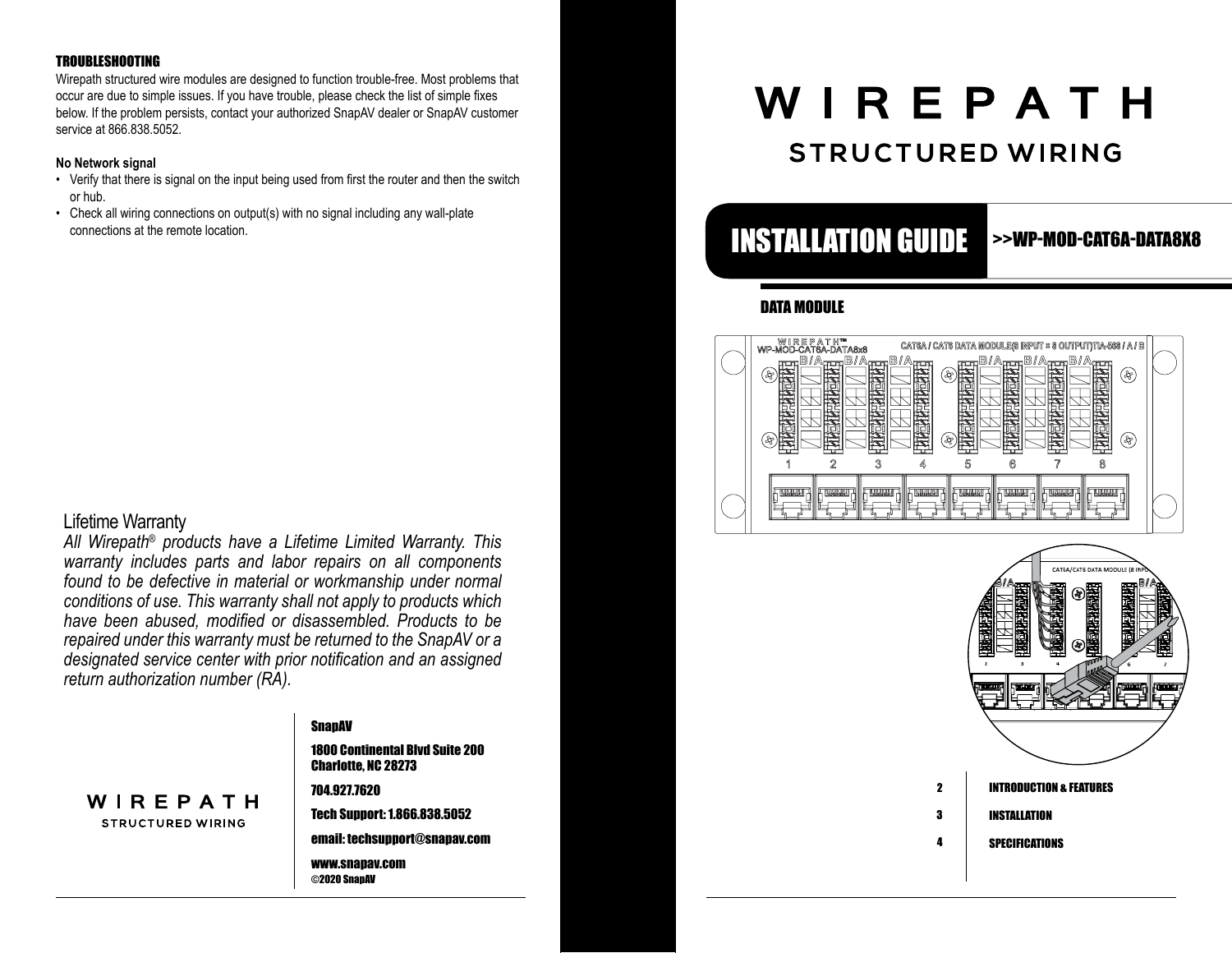## TROUBLESHOOTING

Wirepath structured wire modules are designed to function trouble-free. Most problems that occur are due to simple issues. If you have trouble, please check the list of simple fixes below. If the problem persists, contact your authorized SnapAV dealer or SnapAV customer service at 866.838.5052.

**No Network signal**

- Verify that there is signal on the input being used from first the router and then the switch or hub.
- Check all wiring connections on output(s) with no signal including any wall-plate connections at the remote location.

## Lifetime Warranty

*All Wirepath® products have a Lifetime Limited Warranty. This warranty includes parts and labor repairs on all components found to be defective in material or workmanship under normal conditions of use. This warranty shall not apply to products which have been abused, modified or disassembled. Products to be repaired under this warranty must be returned to the SnapAV or a designated service center with prior notification and an assigned return authorization number (RA).*

WIREPATH
STRUCTURED WIRING

**SnapAV**

**1800 Continental Blvd Suite 200
Charlotte, NC 28273**

**704.927.7620**

**Tech Support: 1.866.838.5052**

**email: techsupport@snapav.com**

**www.snapav.com**
©2020 SnapAV

# WIREPATH
## STRUCTURED WIRING

# INSTALLATION GUIDE >>WP-MOD-CAT6A-DATA8X8

## DATA MODULE

| | |
|---|---|
| 2 | INTRODUCTION & FEATURES |
| 3 | INSTALLATION |
| 4 | SPECIFICATIONS |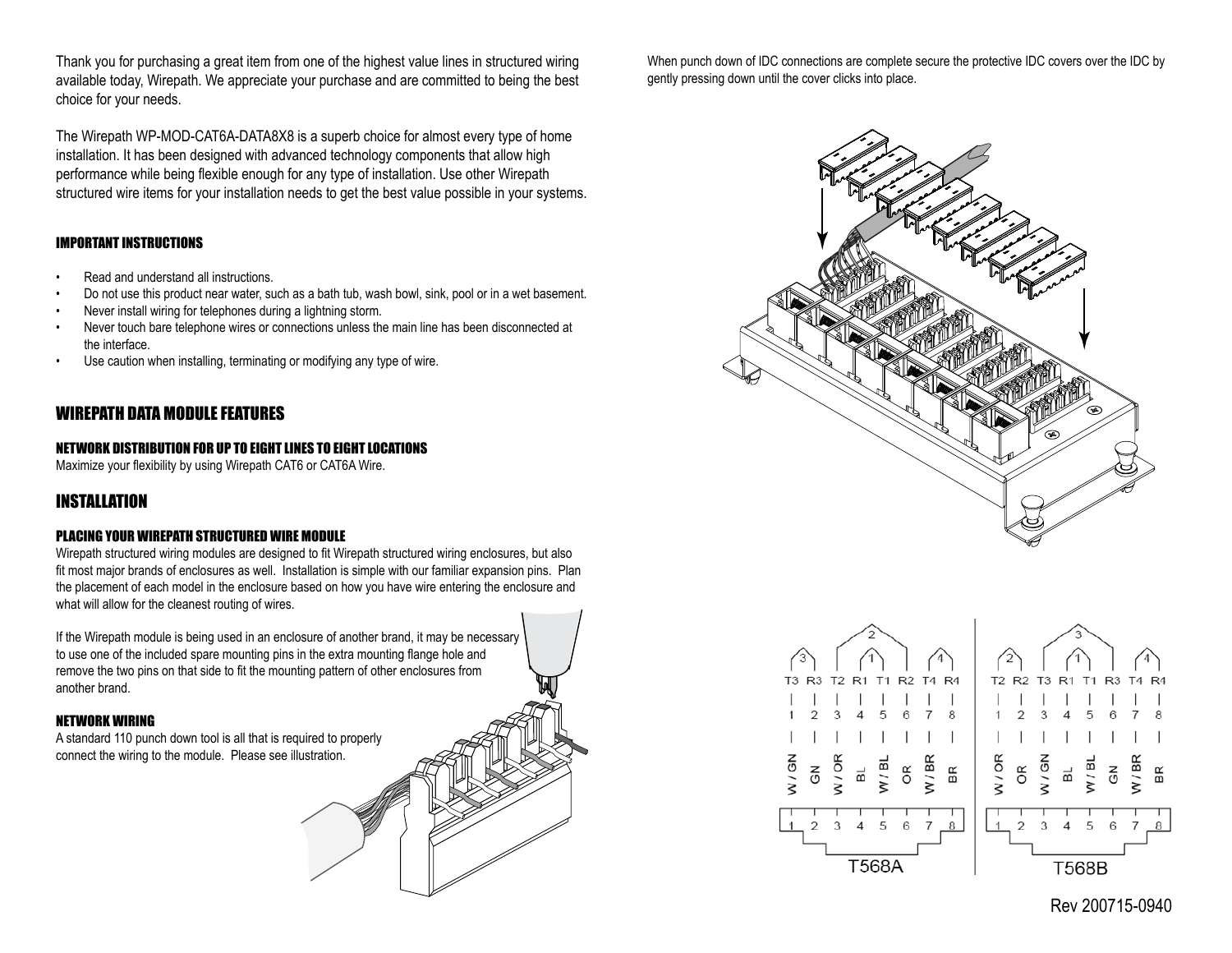Thank you for purchasing a great item from one of the highest value lines in structured wiring available today, Wirepath. We appreciate your purchase and are committed to being the best choice for your needs.

The Wirepath WP-MOD-CAT6A-DATA8X8 is a superb choice for almost every type of home installation. It has been designed with advanced technology components that allow high performance while being flexible enough for any type of installation. Use other Wirepath structured wire items for your installation needs to get the best value possible in your systems.

#### IMPORTANT INSTRUCTIONS

- Read and understand all instructions.
- Do not use this product near water, such as a bath tub, wash bowl, sink, pool or in a wet basement.
- Never install wiring for telephones during a lightning storm.
- Never touch bare telephone wires or connections unless the main line has been disconnected at the interface.
- Use caution when installing, terminating or modifying any type of wire.

## WIREPATH DATA MODULE FEATURES

#### NETWORK DISTRIBUTION FOR UP TO EIGHT LINES TO EIGHT LOCATIONS

Maximize your flexibility by using Wirepath CAT6 or CAT6A Wire.

## INSTALLATION

#### PLACING YOUR WIREPATH STRUCTURED WIRE MODULE

Wirepath structured wiring modules are designed to fit Wirepath structured wiring enclosures, but also fit most major brands of enclosures as well. Installation is simple with our familiar expansion pins. Plan the placement of each model in the enclosure based on how you have wire entering the enclosure and what will allow for the cleanest routing of wires.

If the Wirepath module is being used in an enclosure of another brand, it may be necessary to use one of the included spare mounting pins in the extra mounting flange hole and remove the two pins on that side to fit the mounting pattern of other enclosures from another brand.

#### NETWORK WIRING

A standard 110 punch down tool is all that is required to properly connect the wiring to the module. Please see illustration.

When punch down of IDC connections are complete secure the protective IDC covers over the IDC by gently pressing down until the cover clicks into place.

T568A

3 2 1 4

T3 R3 T2 R1 T1 R2 T4 R4

1 2 3 4 5 6 7 8

W / GN, GN, W / OR, BL, W / BL, OR, W / BR, BR

T568B

2 3 1 4

T2 R2 T3 R1 T1 R3 T4 R4

1 2 3 4 5 6 7 8

W / OR, OR, W / GN, BL, W / BL, GN, W / BR, BR

Rev 200715-0940